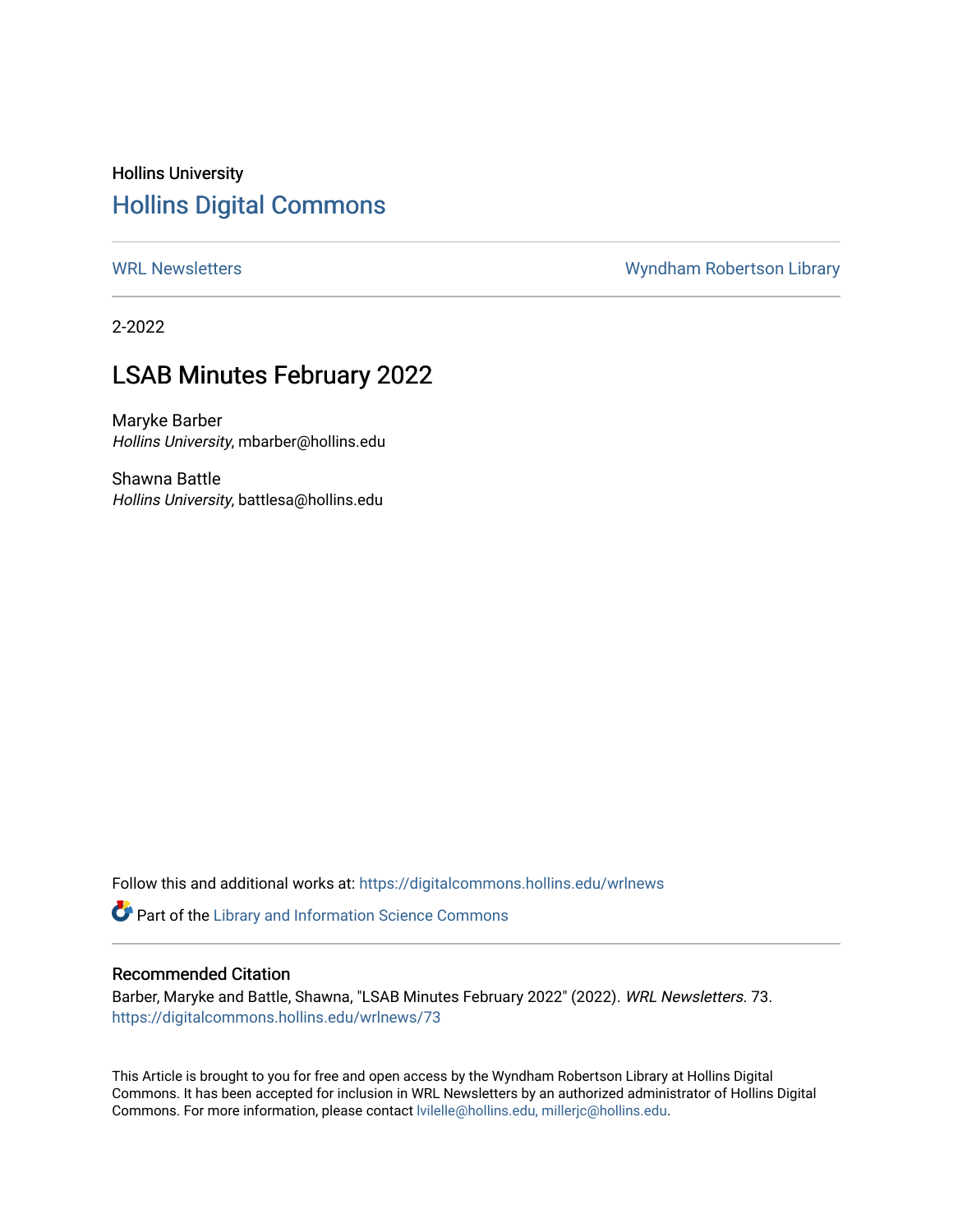Hollins University

# Hollins Digital Commons

WRL Newsletters | Wyndham Robertson Library

2-2022

## LSAB Minutes February 2022

Maryke Barber
*Hollins University*, mbarber@hollins.edu

Shawna Battle
*Hollins University*, battlesa@hollins.edu

Follow this and additional works at: https://digitalcommons.hollins.edu/wrlnews

Part of the Library and Information Science Commons

### Recommended Citation

Barber, Maryke and Battle, Shawna, "LSAB Minutes February 2022" (2022). *WRL Newsletters*. 73.
https://digitalcommons.hollins.edu/wrlnews/73

This Article is brought to you for free and open access by the Wyndham Robertson Library at Hollins Digital Commons. It has been accepted for inclusion in WRL Newsletters by an authorized administrator of Hollins Digital Commons. For more information, please contact lvilelle@hollins.edu, millerjc@hollins.edu.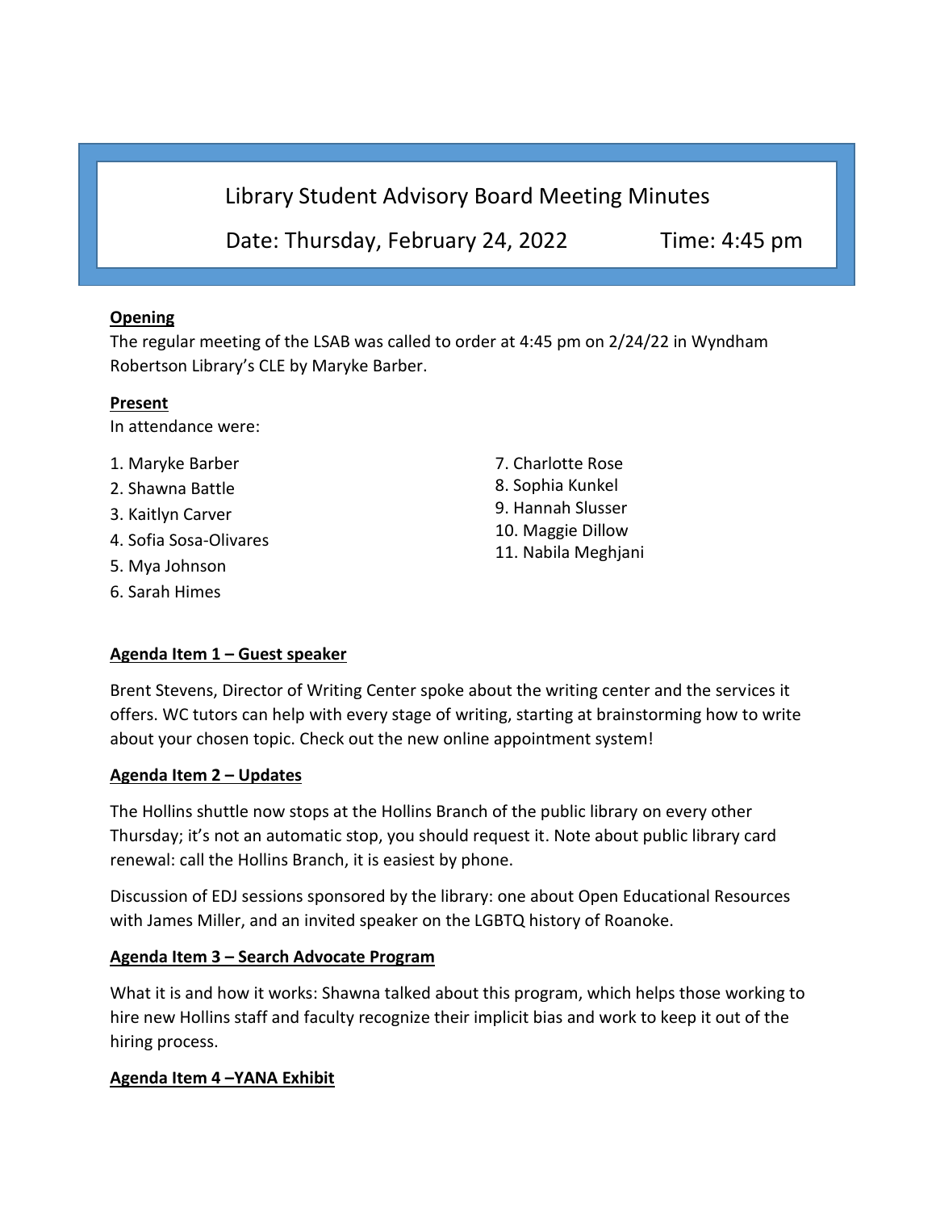# Library Student Advisory Board Meeting Minutes

Date: Thursday, February 24, 2022 Time: 4:45 pm

**Opening**

The regular meeting of the LSAB was called to order at 4:45 pm on 2/24/22 in Wyndham Robertson Library's CLE by Maryke Barber.

**Present**

In attendance were:

1. Maryke Barber
2. Shawna Battle
3. Kaitlyn Carver
4. Sofia Sosa-Olivares
5. Mya Johnson
6. Sarah Himes
7. Charlotte Rose
8. Sophia Kunkel
9. Hannah Slusser
10. Maggie Dillow
11. Nabila Meghjani

**Agenda Item 1 – Guest speaker**

Brent Stevens, Director of Writing Center spoke about the writing center and the services it offers. WC tutors can help with every stage of writing, starting at brainstorming how to write about your chosen topic. Check out the new online appointment system!

**Agenda Item 2 – Updates**

The Hollins shuttle now stops at the Hollins Branch of the public library on every other Thursday; it's not an automatic stop, you should request it. Note about public library card renewal: call the Hollins Branch, it is easiest by phone.

Discussion of EDJ sessions sponsored by the library: one about Open Educational Resources with James Miller, and an invited speaker on the LGBTQ history of Roanoke.

**Agenda Item 3 – Search Advocate Program**

What it is and how it works: Shawna talked about this program, which helps those working to hire new Hollins staff and faculty recognize their implicit bias and work to keep it out of the hiring process.

**Agenda Item 4 –YANA Exhibit**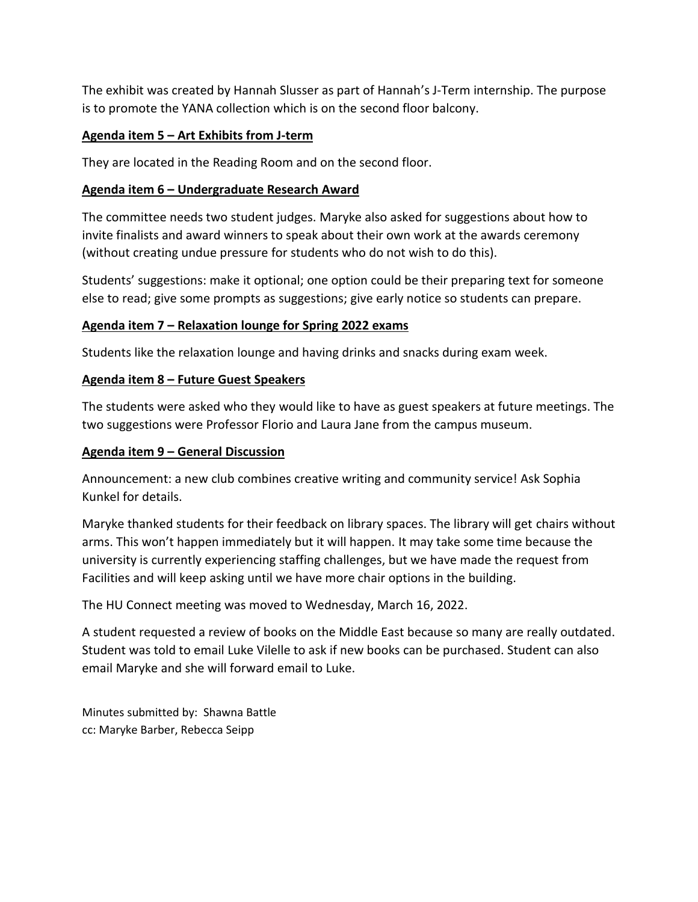The exhibit was created by Hannah Slusser as part of Hannah's J-Term internship. The purpose is to promote the YANA collection which is on the second floor balcony.

**Agenda item 5 – Art Exhibits from J-term**

They are located in the Reading Room and on the second floor.

**Agenda item 6 – Undergraduate Research Award**

The committee needs two student judges. Maryke also asked for suggestions about how to invite finalists and award winners to speak about their own work at the awards ceremony (without creating undue pressure for students who do not wish to do this).

Students' suggestions: make it optional; one option could be their preparing text for someone else to read; give some prompts as suggestions; give early notice so students can prepare.

**Agenda item 7 – Relaxation lounge for Spring 2022 exams**

Students like the relaxation lounge and having drinks and snacks during exam week.

**Agenda item 8 – Future Guest Speakers**

The students were asked who they would like to have as guest speakers at future meetings. The two suggestions were Professor Florio and Laura Jane from the campus museum.

**Agenda item 9 – General Discussion**

Announcement: a new club combines creative writing and community service! Ask Sophia Kunkel for details.

Maryke thanked students for their feedback on library spaces. The library will get chairs without arms. This won't happen immediately but it will happen. It may take some time because the university is currently experiencing staffing challenges, but we have made the request from Facilities and will keep asking until we have more chair options in the building.

The HU Connect meeting was moved to Wednesday, March 16, 2022.

A student requested a review of books on the Middle East because so many are really outdated. Student was told to email Luke Vilelle to ask if new books can be purchased. Student can also email Maryke and she will forward email to Luke.

Minutes submitted by: Shawna Battle
cc: Maryke Barber, Rebecca Seipp